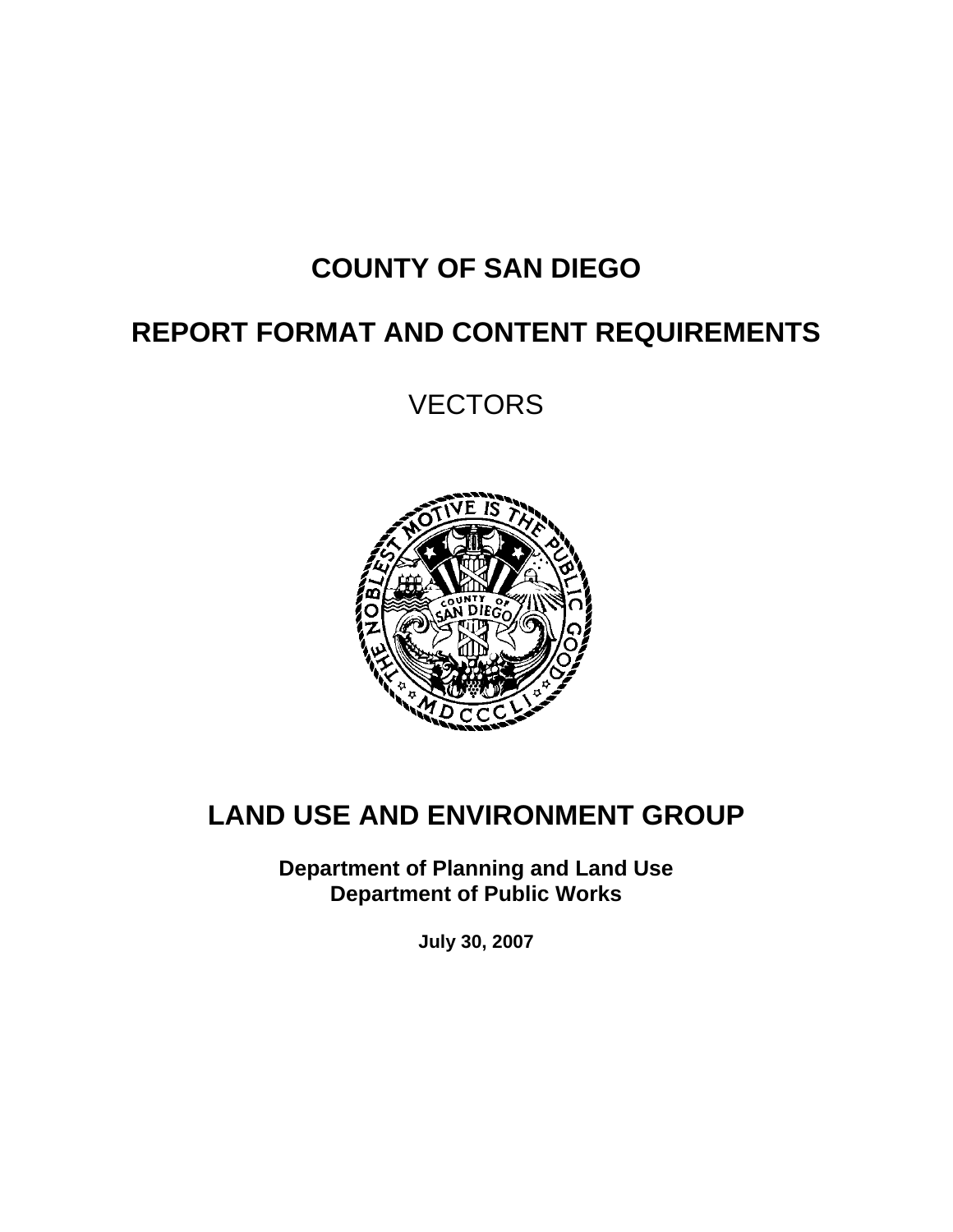# COUNTY OF SAN DIEGO

# REPORT FORMAT AND CONTENT REQUIREMENTS

## VECTORS

# LAND USE AND ENVIRONMENT GROUP

**Department of Planning and Land Use**
**Department of Public Works**

**July 30, 2007**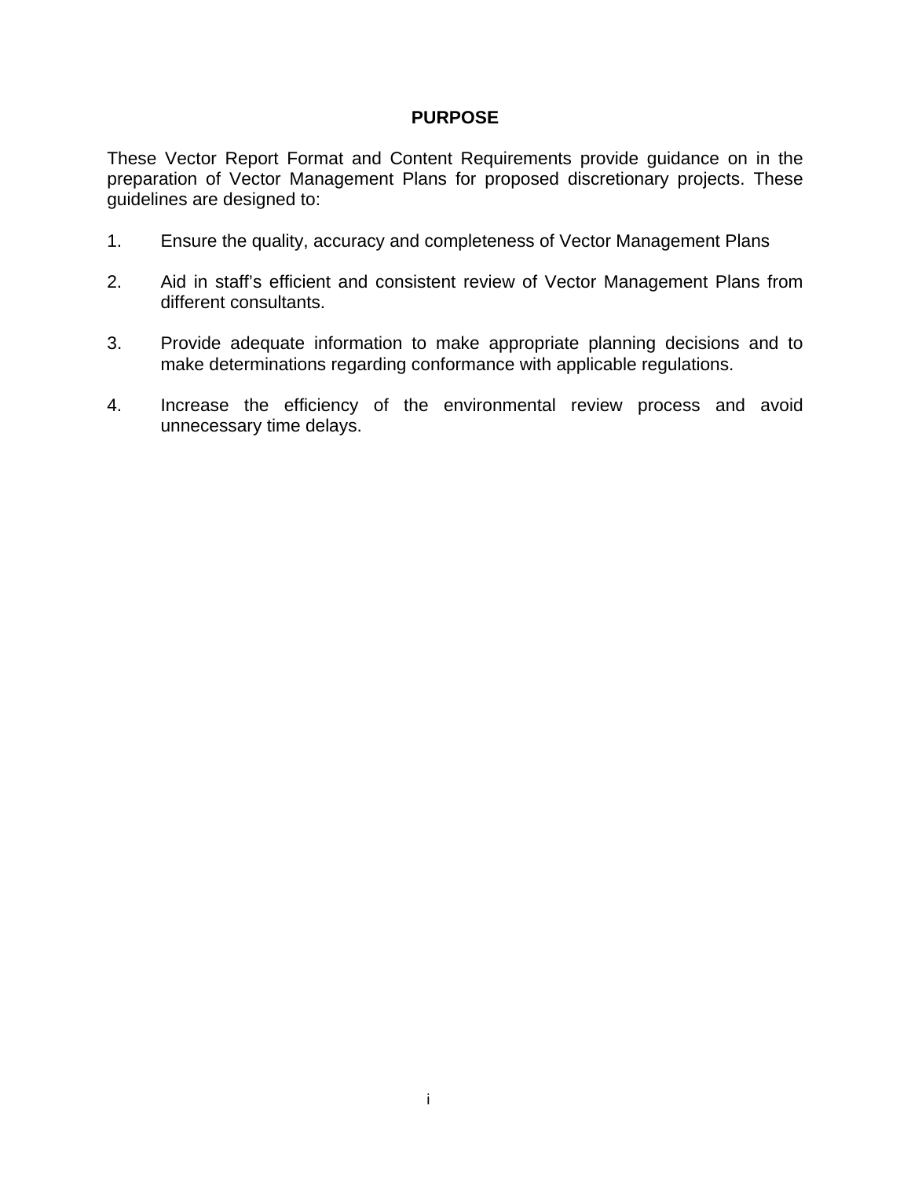# PURPOSE

These Vector Report Format and Content Requirements provide guidance on in the preparation of Vector Management Plans for proposed discretionary projects. These guidelines are designed to:

1. Ensure the quality, accuracy and completeness of Vector Management Plans

2. Aid in staff's efficient and consistent review of Vector Management Plans from different consultants.

3. Provide adequate information to make appropriate planning decisions and to make determinations regarding conformance with applicable regulations.

4. Increase the efficiency of the environmental review process and avoid unnecessary time delays.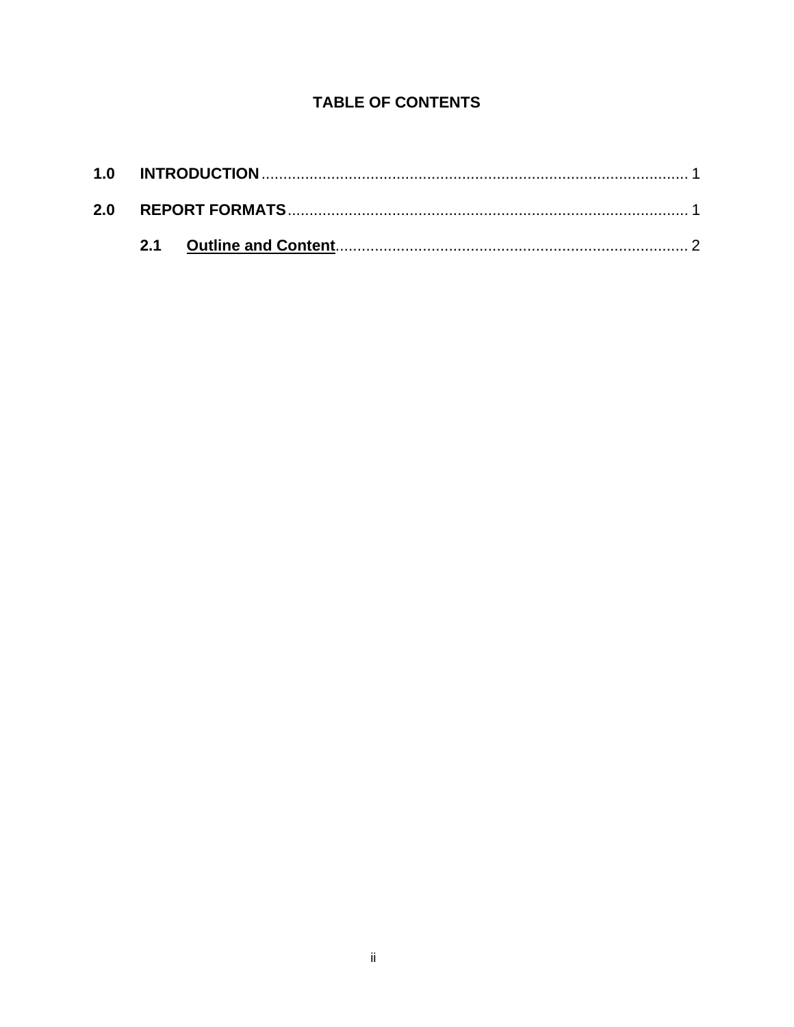# TABLE OF CONTENTS

**1.0 INTRODUCTION** .......................................................................................... 1

**2.0 REPORT FORMATS** .................................................................................. 1

**2.1 Outline and Content** ........................................................................... 2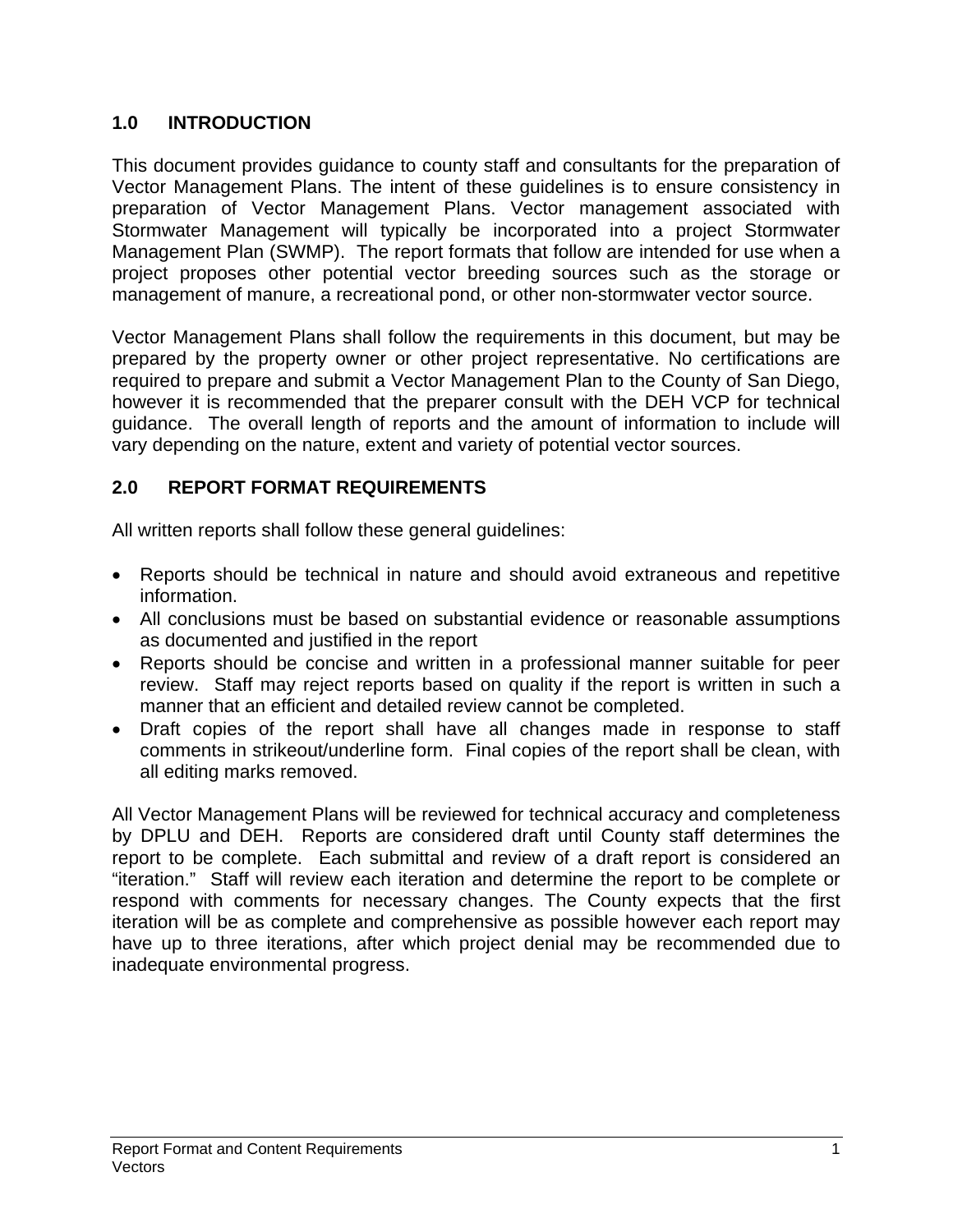## 1.0 INTRODUCTION

This document provides guidance to county staff and consultants for the preparation of Vector Management Plans. The intent of these guidelines is to ensure consistency in preparation of Vector Management Plans. Vector management associated with Stormwater Management will typically be incorporated into a project Stormwater Management Plan (SWMP). The report formats that follow are intended for use when a project proposes other potential vector breeding sources such as the storage or management of manure, a recreational pond, or other non-stormwater vector source.

Vector Management Plans shall follow the requirements in this document, but may be prepared by the property owner or other project representative. No certifications are required to prepare and submit a Vector Management Plan to the County of San Diego, however it is recommended that the preparer consult with the DEH VCP for technical guidance. The overall length of reports and the amount of information to include will vary depending on the nature, extent and variety of potential vector sources.

## 2.0 REPORT FORMAT REQUIREMENTS

All written reports shall follow these general guidelines:

- Reports should be technical in nature and should avoid extraneous and repetitive information.
- All conclusions must be based on substantial evidence or reasonable assumptions as documented and justified in the report
- Reports should be concise and written in a professional manner suitable for peer review. Staff may reject reports based on quality if the report is written in such a manner that an efficient and detailed review cannot be completed.
- Draft copies of the report shall have all changes made in response to staff comments in strikeout/underline form. Final copies of the report shall be clean, with all editing marks removed.

All Vector Management Plans will be reviewed for technical accuracy and completeness by DPLU and DEH. Reports are considered draft until County staff determines the report to be complete. Each submittal and review of a draft report is considered an "iteration." Staff will review each iteration and determine the report to be complete or respond with comments for necessary changes. The County expects that the first iteration will be as complete and comprehensive as possible however each report may have up to three iterations, after which project denial may be recommended due to inadequate environmental progress.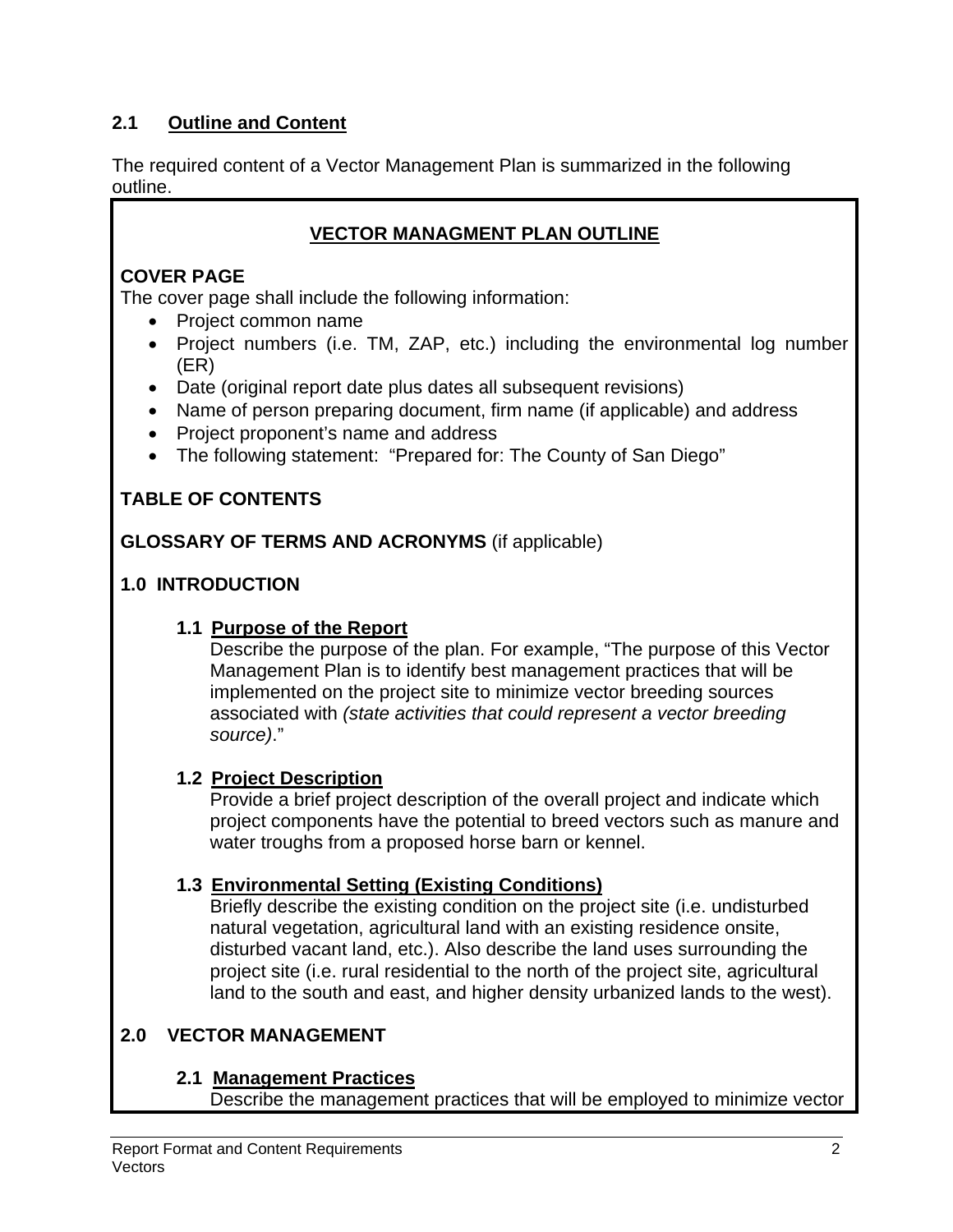## 2.1 Outline and Content

The required content of a Vector Management Plan is summarized in the following outline.

### VECTOR MANAGMENT PLAN OUTLINE

**COVER PAGE**

The cover page shall include the following information:

- Project common name
- Project numbers (i.e. TM, ZAP, etc.) including the environmental log number (ER)
- Date (original report date plus dates all subsequent revisions)
- Name of person preparing document, firm name (if applicable) and address
- Project proponent's name and address
- The following statement: "Prepared for: The County of San Diego"

**TABLE OF CONTENTS**

**GLOSSARY OF TERMS AND ACRONYMS** (if applicable)

**1.0 INTRODUCTION**

**1.1 Purpose of the Report**

Describe the purpose of the plan. For example, "The purpose of this Vector Management Plan is to identify best management practices that will be implemented on the project site to minimize vector breeding sources associated with *(state activities that could represent a vector breeding source)*."

**1.2 Project Description**

Provide a brief project description of the overall project and indicate which project components have the potential to breed vectors such as manure and water troughs from a proposed horse barn or kennel.

**1.3 Environmental Setting (Existing Conditions)**

Briefly describe the existing condition on the project site (i.e. undisturbed natural vegetation, agricultural land with an existing residence onsite, disturbed vacant land, etc.). Also describe the land uses surrounding the project site (i.e. rural residential to the north of the project site, agricultural land to the south and east, and higher density urbanized lands to the west).

**2.0 VECTOR MANAGEMENT**

**2.1 Management Practices**

Describe the management practices that will be employed to minimize vector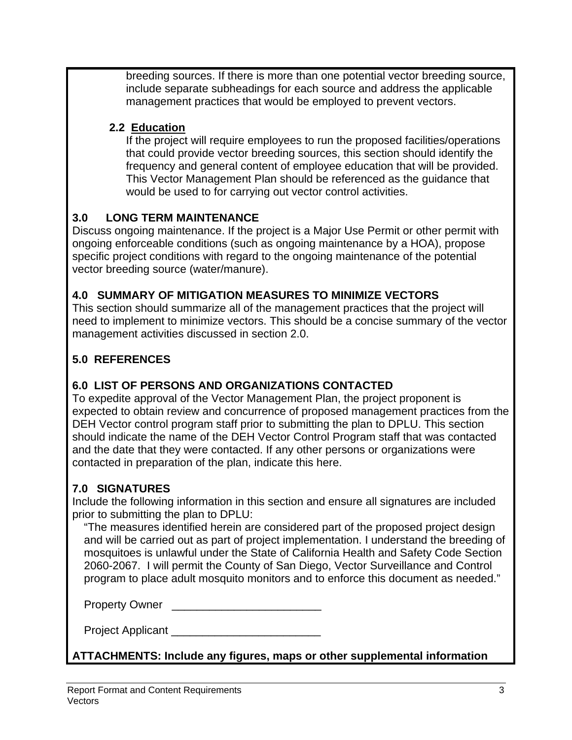breeding sources. If there is more than one potential vector breeding source, include separate subheadings for each source and address the applicable management practices that would be employed to prevent vectors.

### 2.2 Education

If the project will require employees to run the proposed facilities/operations that could provide vector breeding sources, this section should identify the frequency and general content of employee education that will be provided. This Vector Management Plan should be referenced as the guidance that would be used to for carrying out vector control activities.

## 3.0 LONG TERM MAINTENANCE

Discuss ongoing maintenance. If the project is a Major Use Permit or other permit with ongoing enforceable conditions (such as ongoing maintenance by a HOA), propose specific project conditions with regard to the ongoing maintenance of the potential vector breeding source (water/manure).

## 4.0 SUMMARY OF MITIGATION MEASURES TO MINIMIZE VECTORS

This section should summarize all of the management practices that the project will need to implement to minimize vectors. This should be a concise summary of the vector management activities discussed in section 2.0.

## 5.0 REFERENCES

## 6.0 LIST OF PERSONS AND ORGANIZATIONS CONTACTED

To expedite approval of the Vector Management Plan, the project proponent is expected to obtain review and concurrence of proposed management practices from the DEH Vector control program staff prior to submitting the plan to DPLU. This section should indicate the name of the DEH Vector Control Program staff that was contacted and the date that they were contacted. If any other persons or organizations were contacted in preparation of the plan, indicate this here.

## 7.0 SIGNATURES

Include the following information in this section and ensure all signatures are included prior to submitting the plan to DPLU:

"The measures identified herein are considered part of the proposed project design and will be carried out as part of project implementation. I understand the breeding of mosquitoes is unlawful under the State of California Health and Safety Code Section 2060-2067. I will permit the County of San Diego, Vector Surveillance and Control program to place adult mosquito monitors and to enforce this document as needed."

Property Owner ________________________

Project Applicant ________________________

**ATTACHMENTS: Include any figures, maps or other supplemental information**